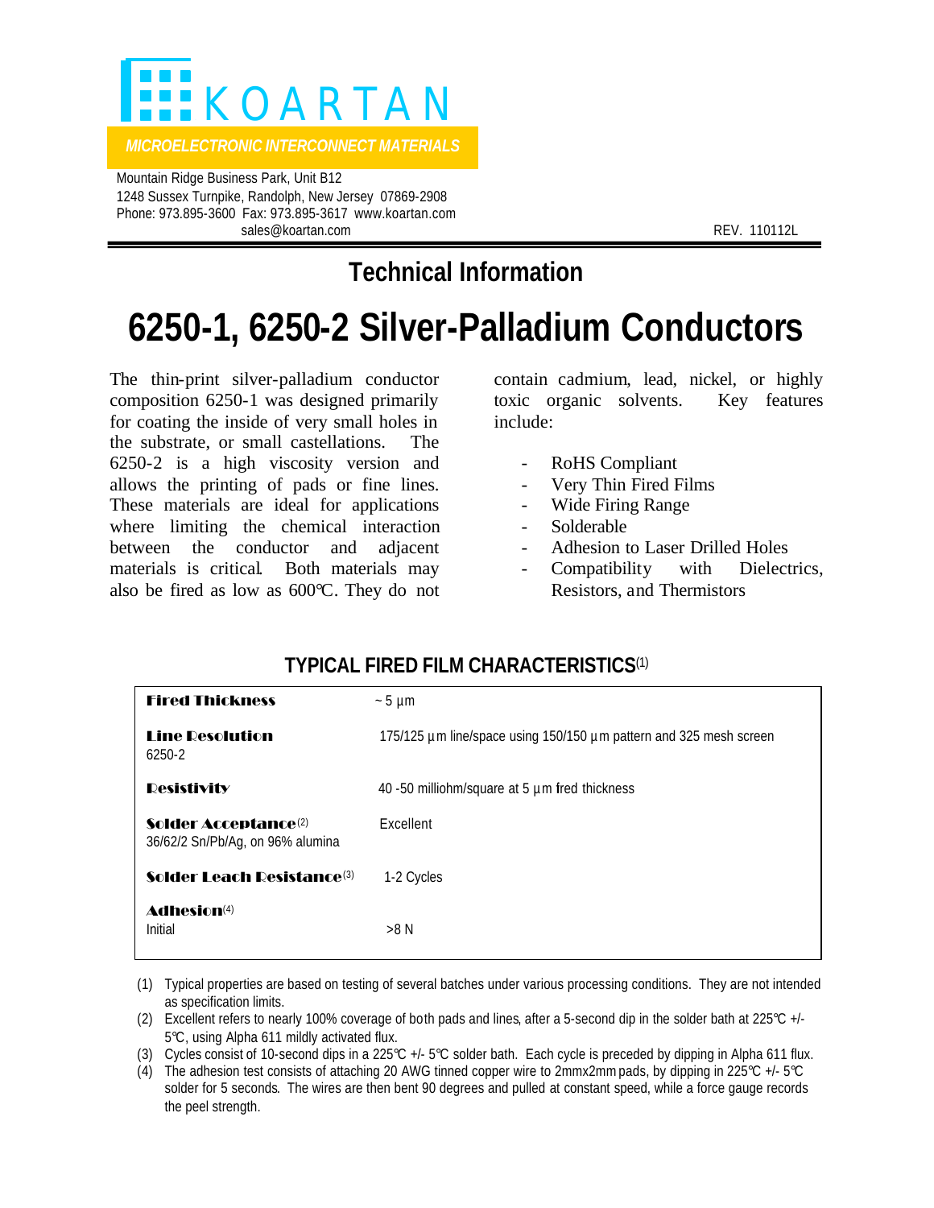KOARTAN

*MICROELECTRONIC INTERCONNECT MATERIALS*

Mountain Ridge Business Park, Unit B12
1248 Sussex Turnpike, Randolph, New Jersey 07869-2908
Phone: 973.895-3600 Fax: 973.895-3617 www.koartan.com
sales@koartan.com

REV. 110112L

## Technical Information

# 6250-1, 6250-2 Silver-Palladium Conductors

The thin-print silver-palladium conductor composition 6250-1 was designed primarily for coating the inside of very small holes in the substrate, or small castellations. The 6250-2 is a high viscosity version and allows the printing of pads or fine lines. These materials are ideal for applications where limiting the chemical interaction between the conductor and adjacent materials is critical. Both materials may also be fired as low as 600°C. They do not contain cadmium, lead, nickel, or highly toxic organic solvents. Key features include:

- RoHS Compliant
- Very Thin Fired Films
- Wide Firing Range
- Solderable
- Adhesion to Laser Drilled Holes
- Compatibility with Dielectrics, Resistors, and Thermistors

### TYPICAL FIRED FILM CHARACTERISTICS(1)

| | |
|---|---|
| **Fired Thickness** | ~ 5 µm |
| **Line Resolution**<br>6250-2 | 175/125 µm line/space using 150/150 µm pattern and 325 mesh screen |
| **Resistivity** | 40 -50 milliohm/square at 5 µm fired thickness |
| **Solder Acceptance**(2)<br>36/62/2 Sn/Pb/Ag, on 96% alumina | Excellent |
| **Solder Leach Resistance**(3) | 1-2 Cycles |
| **Adhesion**(4)<br>Initial | >8 N |

(1) Typical properties are based on testing of several batches under various processing conditions. They are not intended as specification limits.

(2) Excellent refers to nearly 100% coverage of both pads and lines, after a 5-second dip in the solder bath at 225°C +/- 5°C, using Alpha 611 mildly activated flux.

(3) Cycles consist of 10-second dips in a 225°C +/- 5°C solder bath. Each cycle is preceded by dipping in Alpha 611 flux.

(4) The adhesion test consists of attaching 20 AWG tinned copper wire to 2mmx2mm pads, by dipping in 225°C +/- 5°C solder for 5 seconds. The wires are then bent 90 degrees and pulled at constant speed, while a force gauge records the peel strength.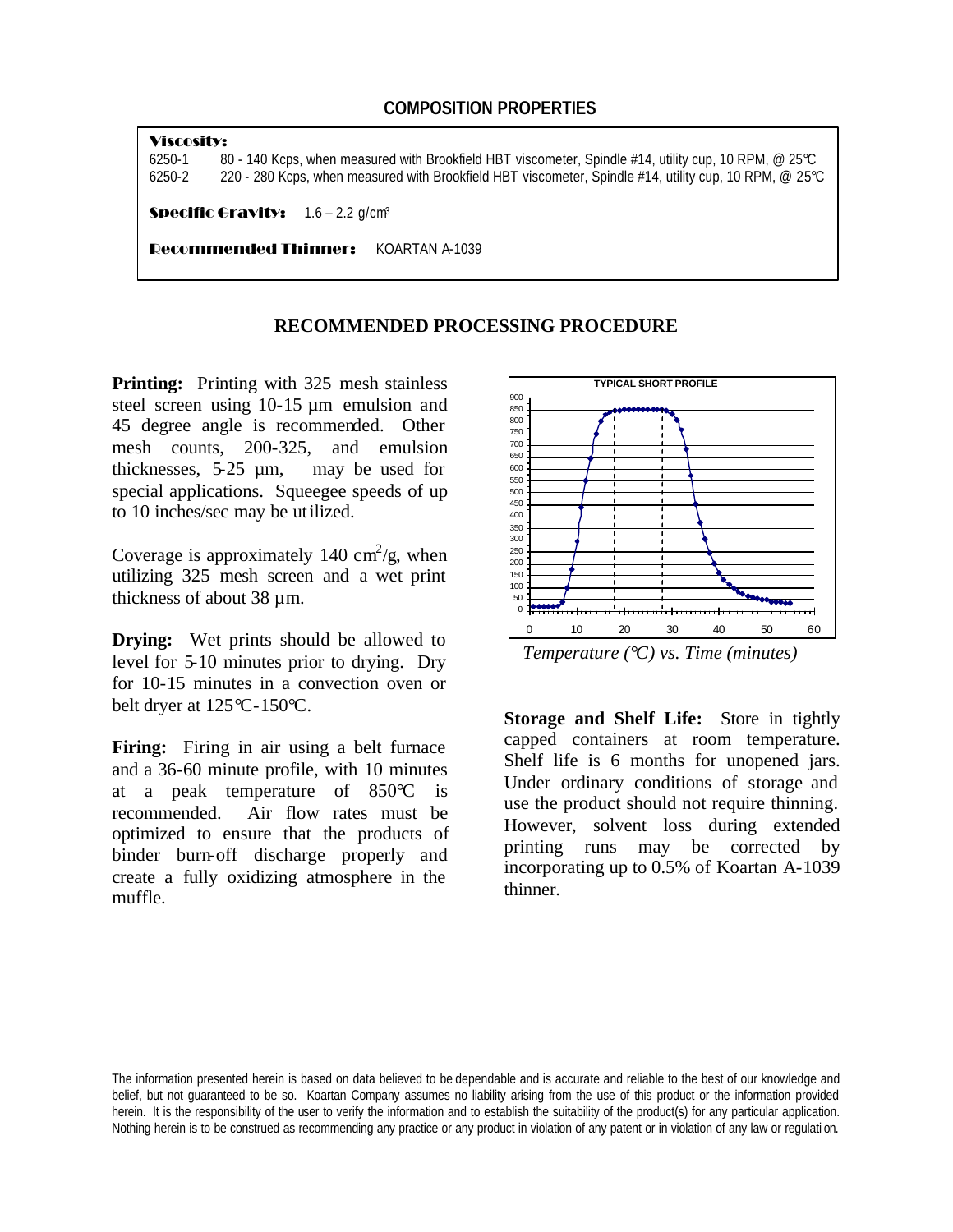## COMPOSITION PROPERTIES

**Viscosity:**

6250-1 80 - 140 Kcps, when measured with Brookfield HBT viscometer, Spindle #14, utility cup, 10 RPM, @ 25°C

6250-2 220 - 280 Kcps, when measured with Brookfield HBT viscometer, Spindle #14, utility cup, 10 RPM, @ 25°C

**Specific Gravity:** 1.6 – 2.2 g/cm³

**Recommended Thinner:** KOARTAN A-1039

## RECOMMENDED PROCESSING PROCEDURE

**Printing:** Printing with 325 mesh stainless steel screen using 10-15 µm emulsion and 45 degree angle is recommended. Other mesh counts, 200-325, and emulsion thicknesses, 5-25 µm, may be used for special applications. Squeegee speeds of up to 10 inches/sec may be utilized.

Coverage is approximately 140 cm²/g, when utilizing 325 mesh screen and a wet print thickness of about 38 µm.

**Drying:** Wet prints should be allowed to level for 5-10 minutes prior to drying. Dry for 10-15 minutes in a convection oven or belt dryer at 125°C-150°C.

**Firing:** Firing in air using a belt furnace and a 36-60 minute profile, with 10 minutes at a peak temperature of 850°C is recommended. Air flow rates must be optimized to ensure that the products of binder burn-off discharge properly and create a fully oxidizing atmosphere in the muffle.

TYPICAL SHORT PROFILE

900
850
800
750
700
650
600
550
500
450
400
350
300
250
200
150
100
50
0

0 10 20 30 40 50 60

*Temperature (°C) vs. Time (minutes)*

**Storage and Shelf Life:** Store in tightly capped containers at room temperature. Shelf life is 6 months for unopened jars. Under ordinary conditions of storage and use the product should not require thinning. However, solvent loss during extended printing runs may be corrected by incorporating up to 0.5% of Koartan A-1039 thinner.

The information presented herein is based on data believed to be dependable and is accurate and reliable to the best of our knowledge and belief, but not guaranteed to be so. Koartan Company assumes no liability arising from the use of this product or the information provided herein. It is the responsibility of the user to verify the information and to establish the suitability of the product(s) for any particular application. Nothing herein is to be construed as recommending any practice or any product in violation of any patent or in violation of any law or regulation.